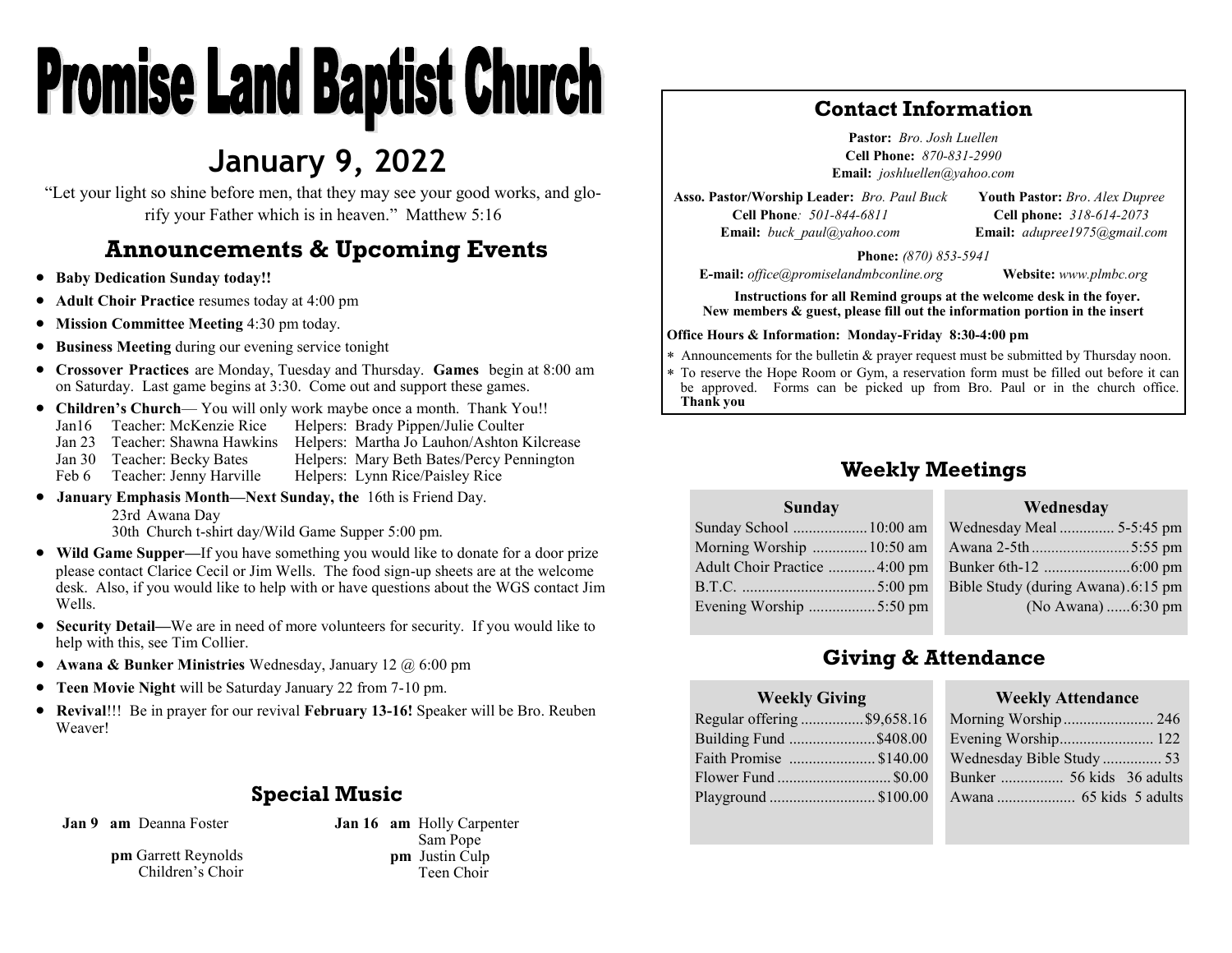# Promise Land Baptist Church

## January 9, 2022

"Let your light so shine before men, that they may see your good works, and glorify your Father which is in heaven." Matthew 5:16

## Announcements & Upcoming Events

- **Baby Dedication Sunday today!!**
- **Adult Choir Practice** resumes today at 4:00 pm
- **Mission Committee Meeting** 4:30 pm today.
- **Business Meeting** during our evening service tonight
- **Crossover Practices** are Monday, Tuesday and Thursday. **Games** begin at 8:00 am on Saturday. Last game begins at 3:30. Come out and support these games.
- **Children's Church**— You will only work maybe once a month. Thank You!!
  - Jan16 Teacher: McKenzie Rice Helpers: Brady Pippen/Julie Coulter
  - Jan 23 Teacher: Shawna Hawkins Helpers: Martha Jo Lauhon/Ashton Kilcrease
  - Jan 30 Teacher: Becky Bates Helpers: Mary Beth Bates/Percy Pennington
  - Feb 6 Teacher: Jenny Harville Helpers: Lynn Rice/Paisley Rice
- **January Emphasis Month—Next Sunday, the** 16th is Friend Day.
  - 23rd Awana Day
  - 30th Church t-shirt day/Wild Game Supper 5:00 pm.
- **Wild Game Supper—**If you have something you would like to donate for a door prize please contact Clarice Cecil or Jim Wells. The food sign-up sheets are at the welcome desk. Also, if you would like to help with or have questions about the WGS contact Jim Wells.
- **Security Detail—**We are in need of more volunteers for security. If you would like to help with this, see Tim Collier.
- **Awana & Bunker Ministries** Wednesday, January 12 @ 6:00 pm
- **Teen Movie Night** will be Saturday January 22 from 7-10 pm.
- **Revival**!!! Be in prayer for our revival **February 13-16!** Speaker will be Bro. Reuben Weaver!

## Special Music

**Jan 9** **am** Deanna Foster
**pm** Garrett Reynolds
Children's Choir

**Jan 16** **am** Holly Carpenter
Sam Pope
**pm** Justin Culp
Teen Choir

## Contact Information

**Pastor:** *Bro. Josh Luellen*
**Cell Phone:** *870-831-2990*
**Email:** *joshluellen@yahoo.com*

**Asso. Pastor/Worship Leader:** *Bro. Paul Buck*
**Cell Phone***: 501-844-6811*
**Email:** *buck_paul@yahoo.com*

**Youth Pastor:** *Bro. Alex Dupree*
**Cell phone:** *318-614-2073*
**Email:** *adupree1975@gmail.com*

**Phone:** *(870) 853-5941*
**E-mail:** *office@promiselandmbconline.org* **Website:** *www.plmbc.org*

**Instructions for all Remind groups at the welcome desk in the foyer.**
**New members & guest, please fill out the information portion in the insert**

**Office Hours & Information: Monday-Friday 8:30-4:00 pm**

- Announcements for the bulletin & prayer request must be submitted by Thursday noon.
- To reserve the Hope Room or Gym, a reservation form must be filled out before it can be approved. Forms can be picked up from Bro. Paul or in the church office. **Thank you**

## Weekly Meetings

| Sunday | |
|---|---|
| Sunday School | 10:00 am |
| Morning Worship | 10:50 am |
| Adult Choir Practice | 4:00 pm |
| B.T.C. | 5:00 pm |
| Evening Worship | 5:50 pm |

| Wednesday | |
|---|---|
| Wednesday Meal | 5-5:45 pm |
| Awana 2-5th | 5:55 pm |
| Bunker 6th-12 | 6:00 pm |
| Bible Study (during Awana) | 6:15 pm |
| (No Awana) | 6:30 pm |

## Giving & Attendance

| Weekly Giving | |
|---|---|
| Regular offering | $9,658.16 |
| Building Fund | $408.00 |
| Faith Promise | $140.00 |
| Flower Fund | $0.00 |
| Playground | $100.00 |

| Weekly Attendance | |
|---|---|
| Morning Worship | 246 |
| Evening Worship | 122 |
| Wednesday Bible Study | 53 |
| Bunker | 56 kids 36 adults |
| Awana | 65 kids 5 adults |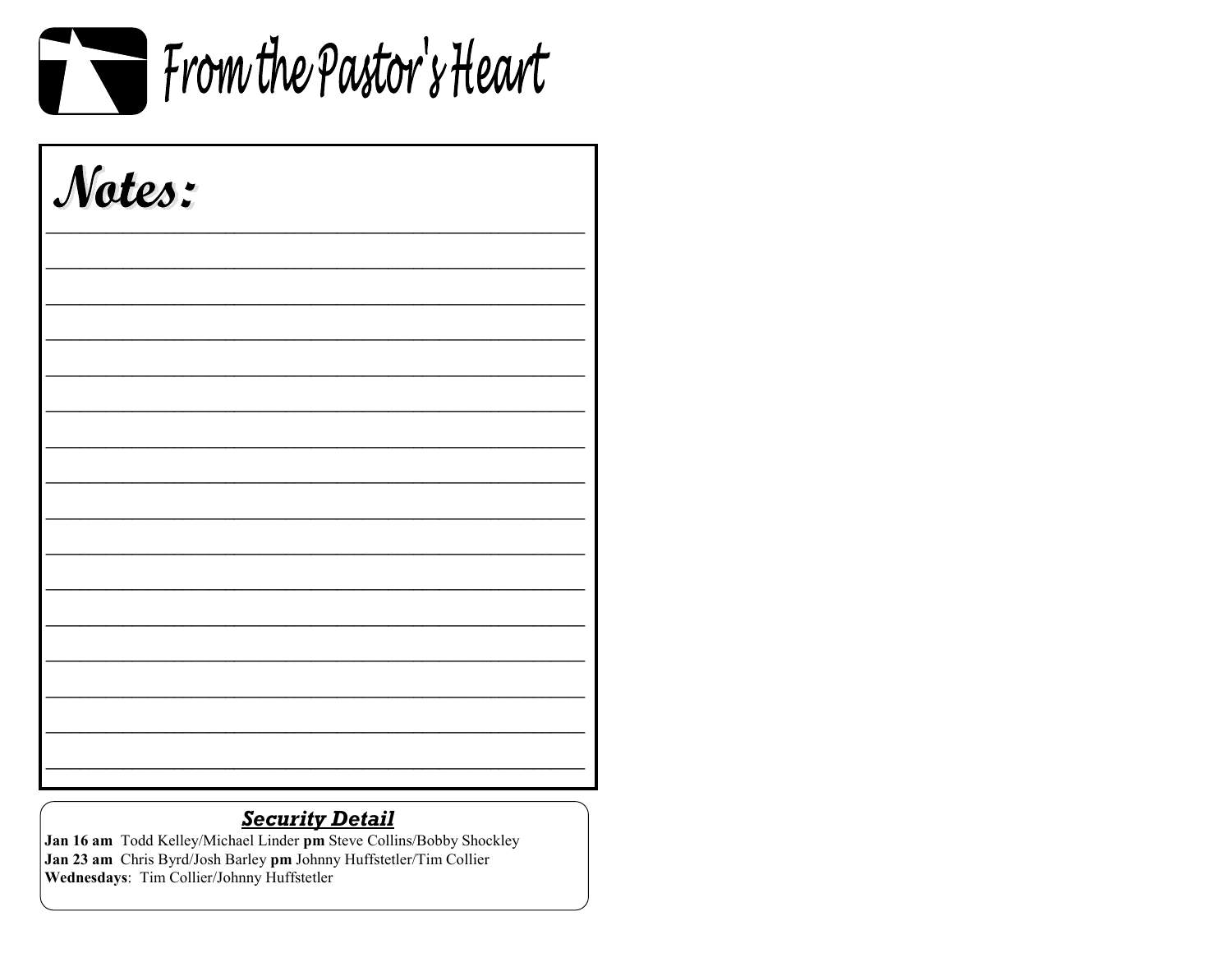# From the Pastor's Heart

## Notes:

________________________________________________

________________________________________________

________________________________________________

________________________________________________

________________________________________________

________________________________________________

________________________________________________

________________________________________________

________________________________________________

________________________________________________

________________________________________________

________________________________________________

________________________________________________

________________________________________________

________________________________________________

________________________________________________

## ***Security Detail***

**Jan 16 am** Todd Kelley/Michael Linder **pm** Steve Collins/Bobby Shockley
**Jan 23 am** Chris Byrd/Josh Barley **pm** Johnny Huffstetler/Tim Collier
**Wednesdays**: Tim Collier/Johnny Huffstetler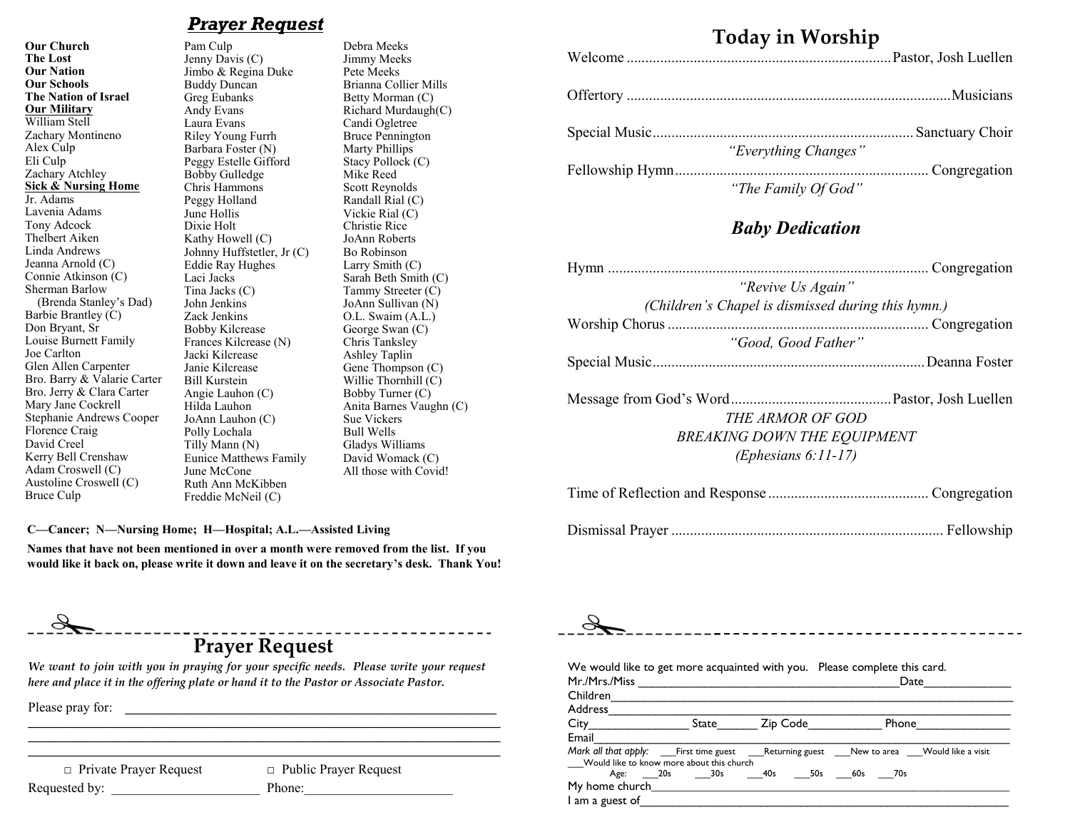## *Prayer Request*

**Our Church**
**The Lost**
**Our Nation**
**Our Schools**
**The Nation of Israel**
**Our Military**

William Stell
Zachary Montineno
Alex Culp
Eli Culp
Zachary Atchley

**Sick & Nursing Home**

Jr. Adams
Lavenia Adams
Tony Adcock
Thelbert Aiken
Linda Andrews
Jeanna Arnold (C)
Connie Atkinson (C)
Sherman Barlow
(Brenda Stanley's Dad)
Barbie Brantley (C)
Don Bryant, Sr
Louise Burnett Family
Joe Carlton
Glen Allen Carpenter
Bro. Barry & Valarie Carter
Bro. Jerry & Clara Carter
Mary Jane Cockrell
Stephanie Andrews Cooper
Florence Craig
David Creel
Kerry Bell Crenshaw
Adam Croswell (C)
Austoline Croswell (C)
Bruce Culp
Pam Culp
Jenny Davis (C)
Jimbo & Regina Duke
Buddy Duncan
Greg Eubanks
Andy Evans
Laura Evans
Riley Young Furrh
Barbara Foster (N)
Peggy Estelle Gifford
Bobby Gulledge
Chris Hammons
Peggy Holland
June Hollis
Dixie Holt
Kathy Howell (C)
Johnny Huffstetler, Jr (C)
Eddie Ray Hughes
Laci Jacks
Tina Jacks (C)
John Jenkins
Zack Jenkins
Bobby Kilcrease
Frances Kilcrease (N)
Jacki Kilcrease
Janie Kilcrease
Bill Kurstein
Angie Lauhon (C)
Hilda Lauhon
JoAnn Lauhon (C)
Polly Lochala
Tilly Mann (N)
Eunice Matthews Family
June McCone
Ruth Ann McKibben
Freddie McNeil (C)
Debra Meeks
Jimmy Meeks
Pete Meeks
Brianna Collier Mills
Betty Morman (C)
Richard Murdaugh(C)
Candi Ogletree
Bruce Pennington
Marty Phillips
Stacy Pollock (C)
Mike Reed
Scott Reynolds
Randall Rial (C)
Vickie Rial (C)
Christie Rice
JoAnn Roberts
Bo Robinson
Larry Smith (C)
Sarah Beth Smith (C)
Tammy Streeter (C)
JoAnn Sullivan (N)
O.L. Swaim (A.L.)
George Swan (C)
Chris Tanksley
Ashley Taplin
Gene Thompson (C)
Willie Thornhill (C)
Bobby Turner (C)
Anita Barnes Vaughn (C)
Sue Vickers
Bull Wells
Gladys Williams
David Womack (C)
All those with Covid!

**C—Cancer; N—Nursing Home; H—Hospital; A.L.—Assisted Living**

**Names that have not been mentioned in over a month were removed from the list. If you would like it back on, please write it down and leave it on the secretary's desk. Thank You!**

## Prayer Request

***We want to join with you in praying for your specific needs. Please write your request here and place it in the offering plate or hand it to the Pastor or Associate Pastor.***

Please pray for: ______________________________________________

______________________________________________________________

______________________________________________________________

______________________________________________________________

□ Private Prayer Request □ Public Prayer Request

Requested by: ____________________ Phone:____________________

# Today in Worship

Welcome ........................................ Pastor, Josh Luellen

Offertory ........................................ Musicians

Special Music ........................................ Sanctuary Choir
*"Everything Changes"*

Fellowship Hymn ........................................ Congregation
*"The Family Of God"*

## *Baby Dedication*

Hymn ........................................ Congregation
*"Revive Us Again"*
*(Children's Chapel is dismissed during this hymn.)*

Worship Chorus ........................................ Congregation
*"Good, Good Father"*

Special Music ........................................ Deanna Foster

Message from God's Word ........................................ Pastor, Josh Luellen
*THE ARMOR OF GOD*
*BREAKING DOWN THE EQUIPMENT*
*(Ephesians 6:11-17)*

Time of Reflection and Response ........................................ Congregation

Dismissal Prayer ........................................ Fellowship

We would like to get more acquainted with you. Please complete this card.

Mr./Mrs./Miss ________________________________ Date____________

Children______________________________________________________

Address______________________________________________________

City______________ State______ Zip Code__________ Phone_____________

Email________________________________________________________

*Mark all that apply:* ___First time guest ___Returning guest ___New to area ___Would like a visit
___Would like to know more about this church
Age: ___20s ___30s ___40s ___50s ___60s ___70s

My home church_________________________________________________

I am a guest of_________________________________________________